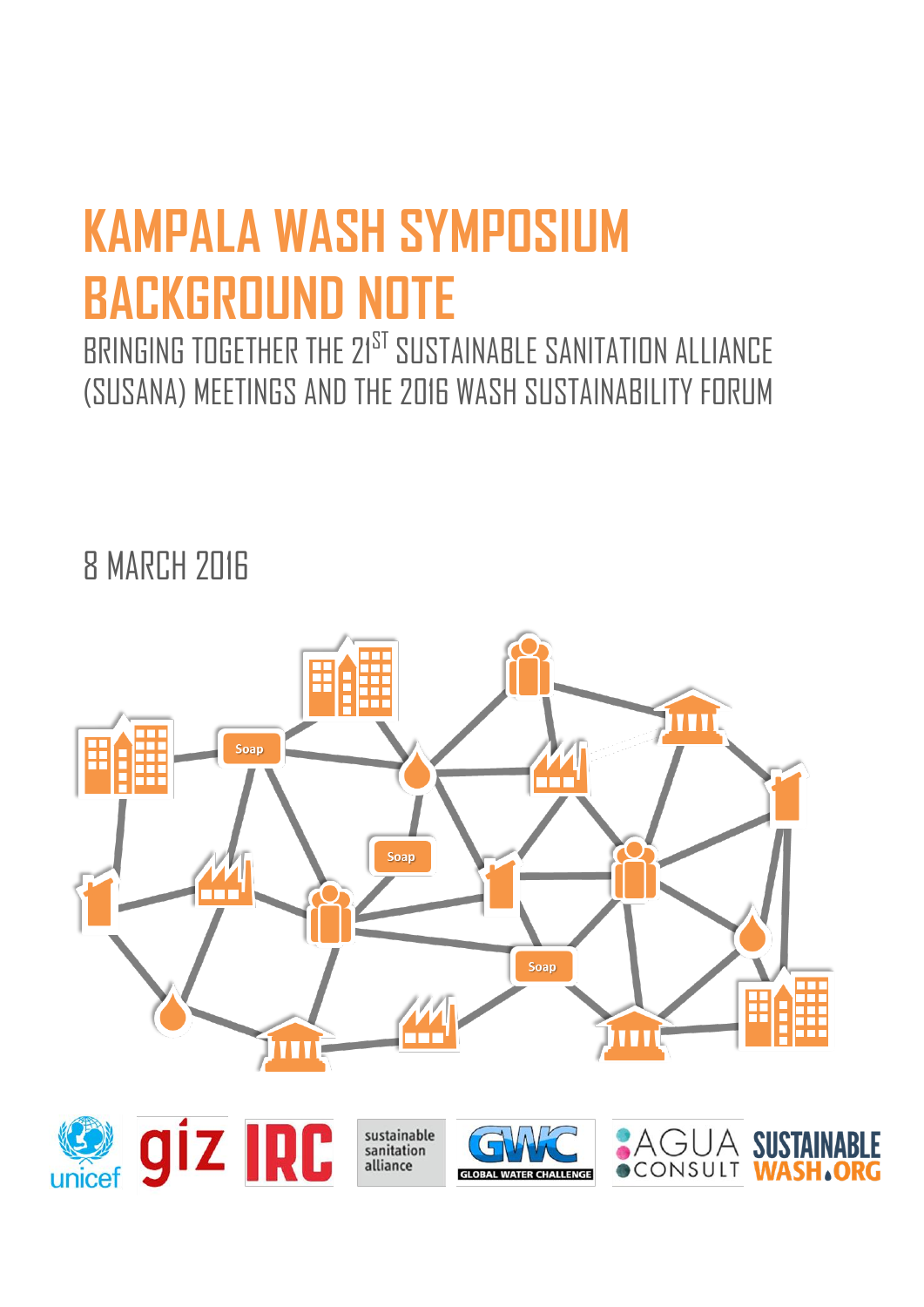# KAMPALA WASH SYMPOSIUM BACKGROUND NOTE

## BRINGING TOGETHER THE 21ST SUSTAINABLE SANITATION ALLIANCE (SUSANA) MEETINGS AND THE 2016 WASH SUSTAINABILITY FORUM

8 MARCH 2016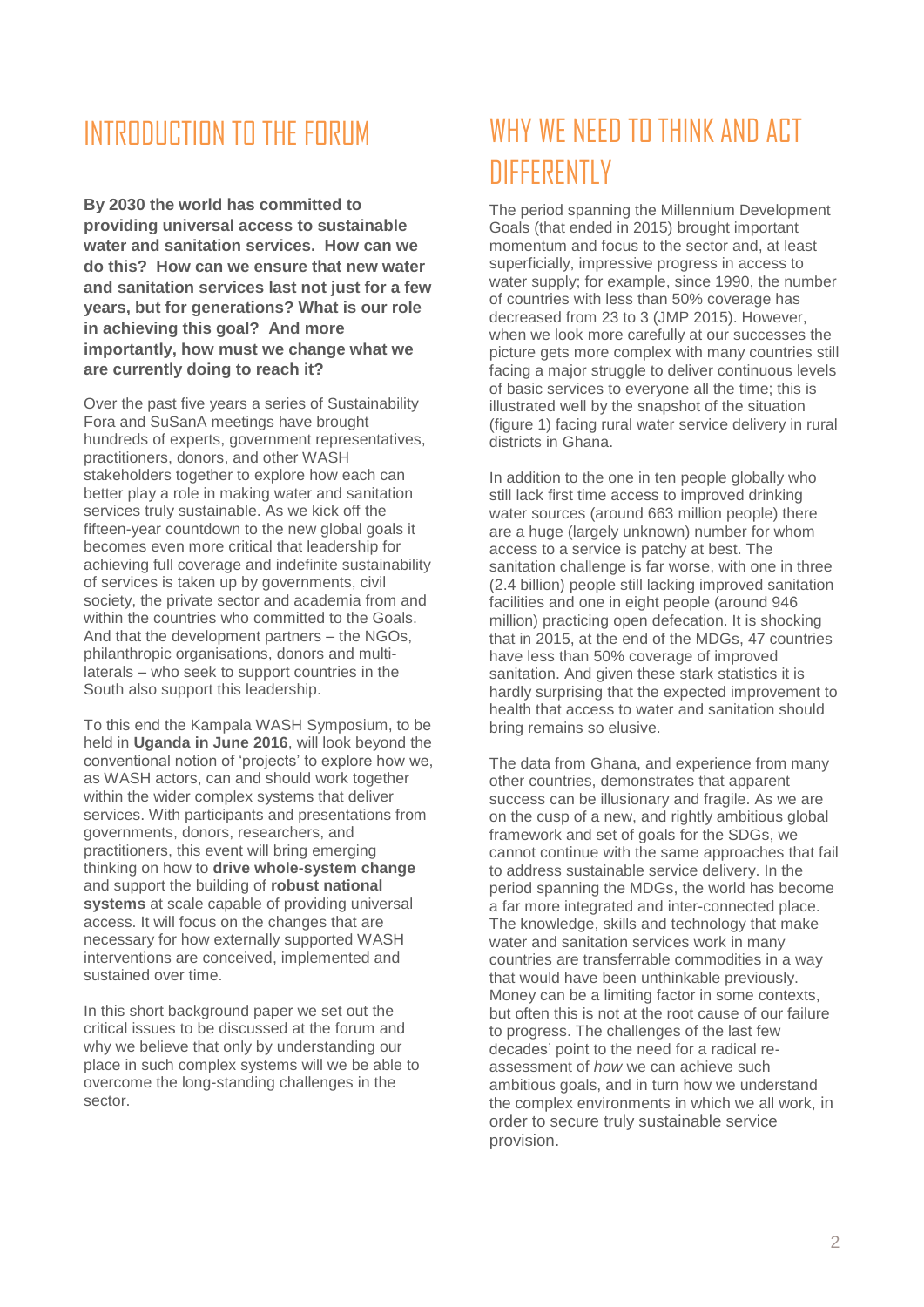## INTRODUCTION TO THE FORUM

**By 2030 the world has committed to providing universal access to sustainable water and sanitation services. How can we do this? How can we ensure that new water and sanitation services last not just for a few years, but for generations? What is our role in achieving this goal? And more importantly, how must we change what we are currently doing to reach it?**

Over the past five years a series of Sustainability Fora and SuSanA meetings have brought hundreds of experts, government representatives, practitioners, donors, and other WASH stakeholders together to explore how each can better play a role in making water and sanitation services truly sustainable. As we kick off the fifteen-year countdown to the new global goals it becomes even more critical that leadership for achieving full coverage and indefinite sustainability of services is taken up by governments, civil society, the private sector and academia from and within the countries who committed to the Goals. And that the development partners – the NGOs, philanthropic organisations, donors and multi-laterals – who seek to support countries in the South also support this leadership.

To this end the Kampala WASH Symposium, to be held in **Uganda in June 2016**, will look beyond the conventional notion of 'projects' to explore how we, as WASH actors, can and should work together within the wider complex systems that deliver services. With participants and presentations from governments, donors, researchers, and practitioners, this event will bring emerging thinking on how to **drive whole-system change** and support the building of **robust national systems** at scale capable of providing universal access. It will focus on the changes that are necessary for how externally supported WASH interventions are conceived, implemented and sustained over time.

In this short background paper we set out the critical issues to be discussed at the forum and why we believe that only by understanding our place in such complex systems will we be able to overcome the long-standing challenges in the sector.

## WHY WE NEED TO THINK AND ACT DIFFERENTLY

The period spanning the Millennium Development Goals (that ended in 2015) brought important momentum and focus to the sector and, at least superficially, impressive progress in access to water supply; for example, since 1990, the number of countries with less than 50% coverage has decreased from 23 to 3 (JMP 2015). However, when we look more carefully at our successes the picture gets more complex with many countries still facing a major struggle to deliver continuous levels of basic services to everyone all the time; this is illustrated well by the snapshot of the situation (figure 1) facing rural water service delivery in rural districts in Ghana.

In addition to the one in ten people globally who still lack first time access to improved drinking water sources (around 663 million people) there are a huge (largely unknown) number for whom access to a service is patchy at best. The sanitation challenge is far worse, with one in three (2.4 billion) people still lacking improved sanitation facilities and one in eight people (around 946 million) practicing open defecation. It is shocking that in 2015, at the end of the MDGs, 47 countries have less than 50% coverage of improved sanitation. And given these stark statistics it is hardly surprising that the expected improvement to health that access to water and sanitation should bring remains so elusive.

The data from Ghana, and experience from many other countries, demonstrates that apparent success can be illusionary and fragile. As we are on the cusp of a new, and rightly ambitious global framework and set of goals for the SDGs, we cannot continue with the same approaches that fail to address sustainable service delivery. In the period spanning the MDGs, the world has become a far more integrated and inter-connected place. The knowledge, skills and technology that make water and sanitation services work in many countries are transferrable commodities in a way that would have been unthinkable previously. Money can be a limiting factor in some contexts, but often this is not at the root cause of our failure to progress. The challenges of the last few decades' point to the need for a radical re-assessment of *how* we can achieve such ambitious goals, and in turn how we understand the complex environments in which we all work, in order to secure truly sustainable service provision.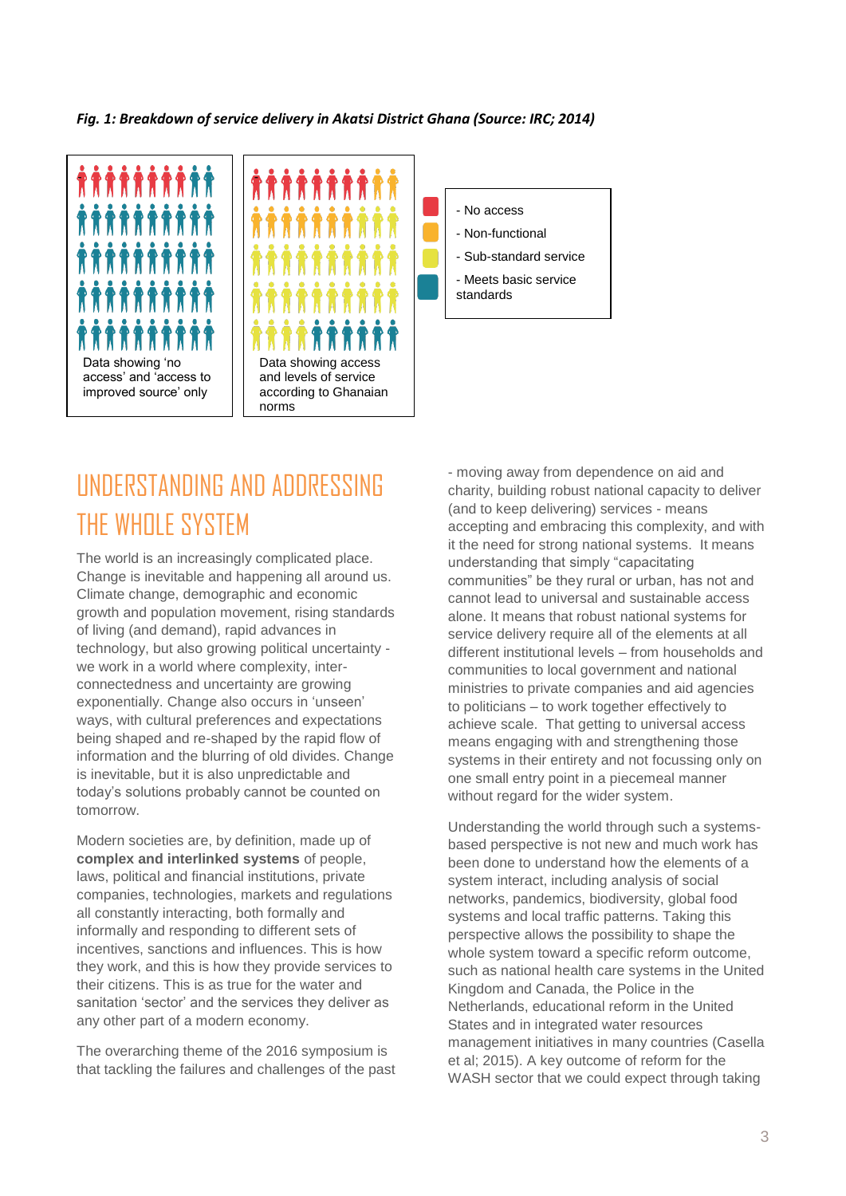*Fig. 1: Breakdown of service delivery in Akatsi District Ghana (Source: IRC; 2014)*

Data showing 'no access' and 'access to improved source' only

Data showing access and levels of service according to Ghanaian norms

- No access
- Non-functional
- Sub-standard service
- Meets basic service standards

## UNDERSTANDING AND ADDRESSING THE WHOLE SYSTEM

The world is an increasingly complicated place. Change is inevitable and happening all around us. Climate change, demographic and economic growth and population movement, rising standards of living (and demand), rapid advances in technology, but also growing political uncertainty - we work in a world where complexity, inter-connectedness and uncertainty are growing exponentially. Change also occurs in 'unseen' ways, with cultural preferences and expectations being shaped and re-shaped by the rapid flow of information and the blurring of old divides. Change is inevitable, but it is also unpredictable and today's solutions probably cannot be counted on tomorrow.

Modern societies are, by definition, made up of **complex and interlinked systems** of people, laws, political and financial institutions, private companies, technologies, markets and regulations all constantly interacting, both formally and informally and responding to different sets of incentives, sanctions and influences. This is how they work, and this is how they provide services to their citizens. This is as true for the water and sanitation 'sector' and the services they deliver as any other part of a modern economy.

The overarching theme of the 2016 symposium is that tackling the failures and challenges of the past - moving away from dependence on aid and charity, building robust national capacity to deliver (and to keep delivering) services - means accepting and embracing this complexity, and with it the need for strong national systems. It means understanding that simply "capacitating communities" be they rural or urban, has not and cannot lead to universal and sustainable access alone. It means that robust national systems for service delivery require all of the elements at all different institutional levels – from households and communities to local government and national ministries to private companies and aid agencies to politicians – to work together effectively to achieve scale. That getting to universal access means engaging with and strengthening those systems in their entirety and not focussing only on one small entry point in a piecemeal manner without regard for the wider system.

Understanding the world through such a systems-based perspective is not new and much work has been done to understand how the elements of a system interact, including analysis of social networks, pandemics, biodiversity, global food systems and local traffic patterns. Taking this perspective allows the possibility to shape the whole system toward a specific reform outcome, such as national health care systems in the United Kingdom and Canada, the Police in the Netherlands, educational reform in the United States and in integrated water resources management initiatives in many countries (Casella et al; 2015). A key outcome of reform for the WASH sector that we could expect through taking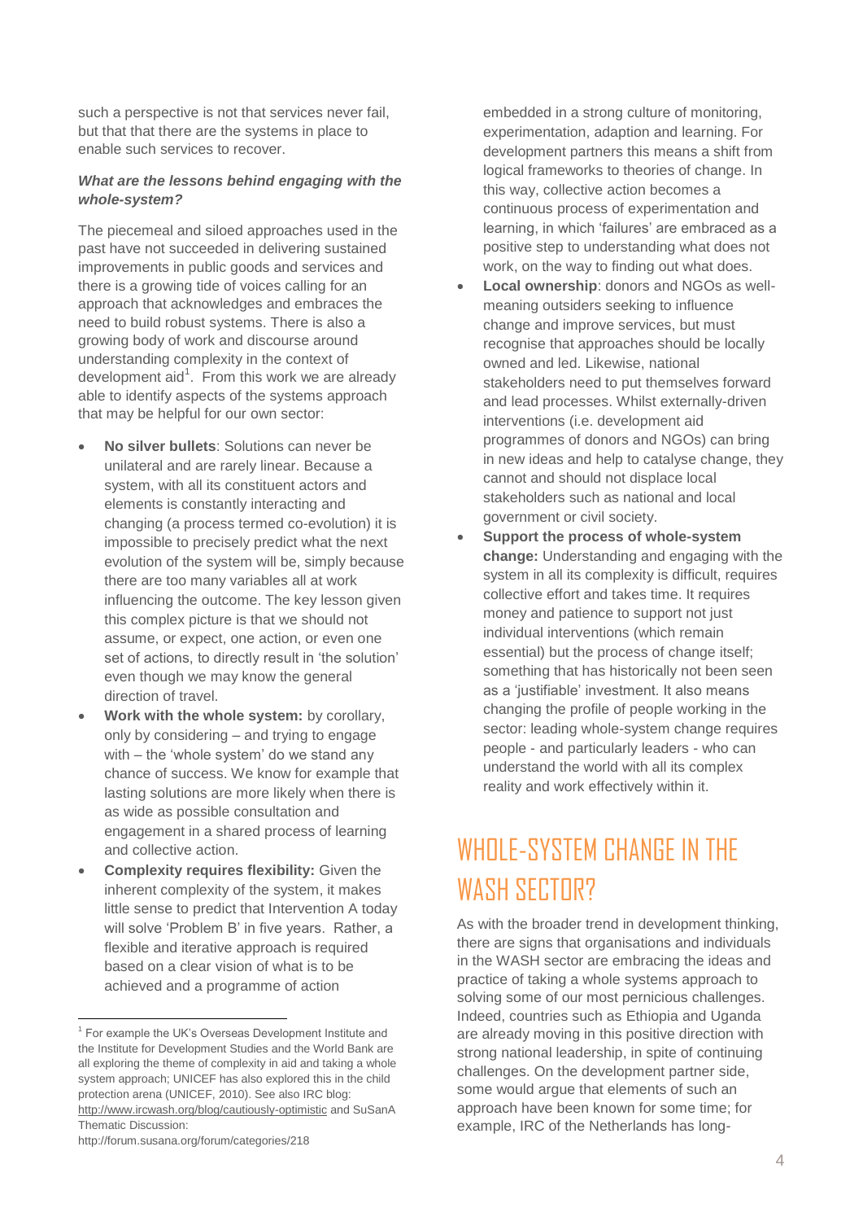such a perspective is not that services never fail, but that that there are the systems in place to enable such services to recover.

***What are the lessons behind engaging with the whole-system?***

The piecemeal and siloed approaches used in the past have not succeeded in delivering sustained improvements in public goods and services and there is a growing tide of voices calling for an approach that acknowledges and embraces the need to build robust systems. There is also a growing body of work and discourse around understanding complexity in the context of development aid[1]. From this work we are already able to identify aspects of the systems approach that may be helpful for our own sector:

- **No silver bullets**: Solutions can never be unilateral and are rarely linear. Because a system, with all its constituent actors and elements is constantly interacting and changing (a process termed co-evolution) it is impossible to precisely predict what the next evolution of the system will be, simply because there are too many variables all at work influencing the outcome. The key lesson given this complex picture is that we should not assume, or expect, one action, or even one set of actions, to directly result in 'the solution' even though we may know the general direction of travel.
- **Work with the whole system:** by corollary, only by considering – and trying to engage with – the 'whole system' do we stand any chance of success. We know for example that lasting solutions are more likely when there is as wide as possible consultation and engagement in a shared process of learning and collective action.
- **Complexity requires flexibility:** Given the inherent complexity of the system, it makes little sense to predict that Intervention A today will solve 'Problem B' in five years. Rather, a flexible and iterative approach is required based on a clear vision of what is to be achieved and a programme of action embedded in a strong culture of monitoring, experimentation, adaption and learning. For development partners this means a shift from logical frameworks to theories of change. In this way, collective action becomes a continuous process of experimentation and learning, in which 'failures' are embraced as a positive step to understanding what does not work, on the way to finding out what does.
- **Local ownership**: donors and NGOs as well-meaning outsiders seeking to influence change and improve services, but must recognise that approaches should be locally owned and led. Likewise, national stakeholders need to put themselves forward and lead processes. Whilst externally-driven interventions (i.e. development aid programmes of donors and NGOs) can bring in new ideas and help to catalyse change, they cannot and should not displace local stakeholders such as national and local government or civil society.
- **Support the process of whole-system change:** Understanding and engaging with the system in all its complexity is difficult, requires collective effort and takes time. It requires money and patience to support not just individual interventions (which remain essential) but the process of change itself; something that has historically not been seen as a 'justifiable' investment. It also means changing the profile of people working in the sector: leading whole-system change requires people - and particularly leaders - who can understand the world with all its complex reality and work effectively within it.

# WHOLE-SYSTEM CHANGE IN THE WASH SECTOR?

As with the broader trend in development thinking, there are signs that organisations and individuals in the WASH sector are embracing the ideas and practice of taking a whole systems approach to solving some of our most pernicious challenges. Indeed, countries such as Ethiopia and Uganda are already moving in this positive direction with strong national leadership, in spite of continuing challenges. On the development partner side, some would argue that elements of such an approach have been known for some time; for example, IRC of the Netherlands has long-

---

[1] For example the UK's Overseas Development Institute and the Institute for Development Studies and the World Bank are all exploring the theme of complexity in aid and taking a whole system approach; UNICEF has also explored this in the child protection arena (UNICEF, 2010). See also IRC blog: http://www.ircwash.org/blog/cautiously-optimistic and SuSanA Thematic Discussion: http://forum.susana.org/forum/categories/218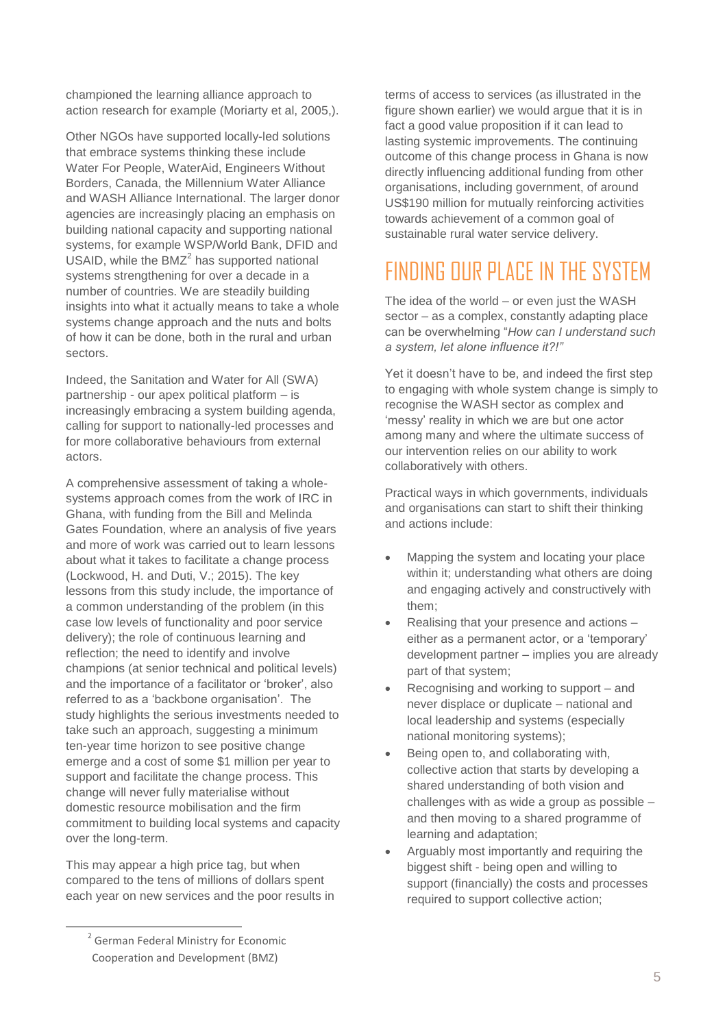championed the learning alliance approach to action research for example (Moriarty et al, 2005,).

Other NGOs have supported locally-led solutions that embrace systems thinking these include Water For People, WaterAid, Engineers Without Borders, Canada, the Millennium Water Alliance and WASH Alliance International. The larger donor agencies are increasingly placing an emphasis on building national capacity and supporting national systems, for example WSP/World Bank, DFID and USAID, while the BMZ[2] has supported national systems strengthening for over a decade in a number of countries. We are steadily building insights into what it actually means to take a whole systems change approach and the nuts and bolts of how it can be done, both in the rural and urban sectors.

Indeed, the Sanitation and Water for All (SWA) partnership - our apex political platform – is increasingly embracing a system building agenda, calling for support to nationally-led processes and for more collaborative behaviours from external actors.

A comprehensive assessment of taking a whole-systems approach comes from the work of IRC in Ghana, with funding from the Bill and Melinda Gates Foundation, where an analysis of five years and more of work was carried out to learn lessons about what it takes to facilitate a change process (Lockwood, H. and Duti, V.; 2015). The key lessons from this study include, the importance of a common understanding of the problem (in this case low levels of functionality and poor service delivery); the role of continuous learning and reflection; the need to identify and involve champions (at senior technical and political levels) and the importance of a facilitator or 'broker', also referred to as a 'backbone organisation'. The study highlights the serious investments needed to take such an approach, suggesting a minimum ten-year time horizon to see positive change emerge and a cost of some $1 million per year to support and facilitate the change process. This change will never fully materialise without domestic resource mobilisation and the firm commitment to building local systems and capacity over the long-term.

This may appear a high price tag, but when compared to the tens of millions of dollars spent each year on new services and the poor results in terms of access to services (as illustrated in the figure shown earlier) we would argue that it is in fact a good value proposition if it can lead to lasting systemic improvements. The continuing outcome of this change process in Ghana is now directly influencing additional funding from other organisations, including government, of around US$190 million for mutually reinforcing activities towards achievement of a common goal of sustainable rural water service delivery.

## FINDING OUR PLACE IN THE SYSTEM

The idea of the world – or even just the WASH sector – as a complex, constantly adapting place can be overwhelming "*How can I understand such a system, let alone influence it?!"*

Yet it doesn't have to be, and indeed the first step to engaging with whole system change is simply to recognise the WASH sector as complex and 'messy' reality in which we are but one actor among many and where the ultimate success of our intervention relies on our ability to work collaboratively with others.

Practical ways in which governments, individuals and organisations can start to shift their thinking and actions include:

- Mapping the system and locating your place within it; understanding what others are doing and engaging actively and constructively with them;
- Realising that your presence and actions – either as a permanent actor, or a 'temporary' development partner – implies you are already part of that system;
- Recognising and working to support – and never displace or duplicate – national and local leadership and systems (especially national monitoring systems);
- Being open to, and collaborating with, collective action that starts by developing a shared understanding of both vision and challenges with as wide a group as possible – and then moving to a shared programme of learning and adaptation;
- Arguably most importantly and requiring the biggest shift - being open and willing to support (financially) the costs and processes required to support collective action;

---

[2] German Federal Ministry for Economic Cooperation and Development (BMZ)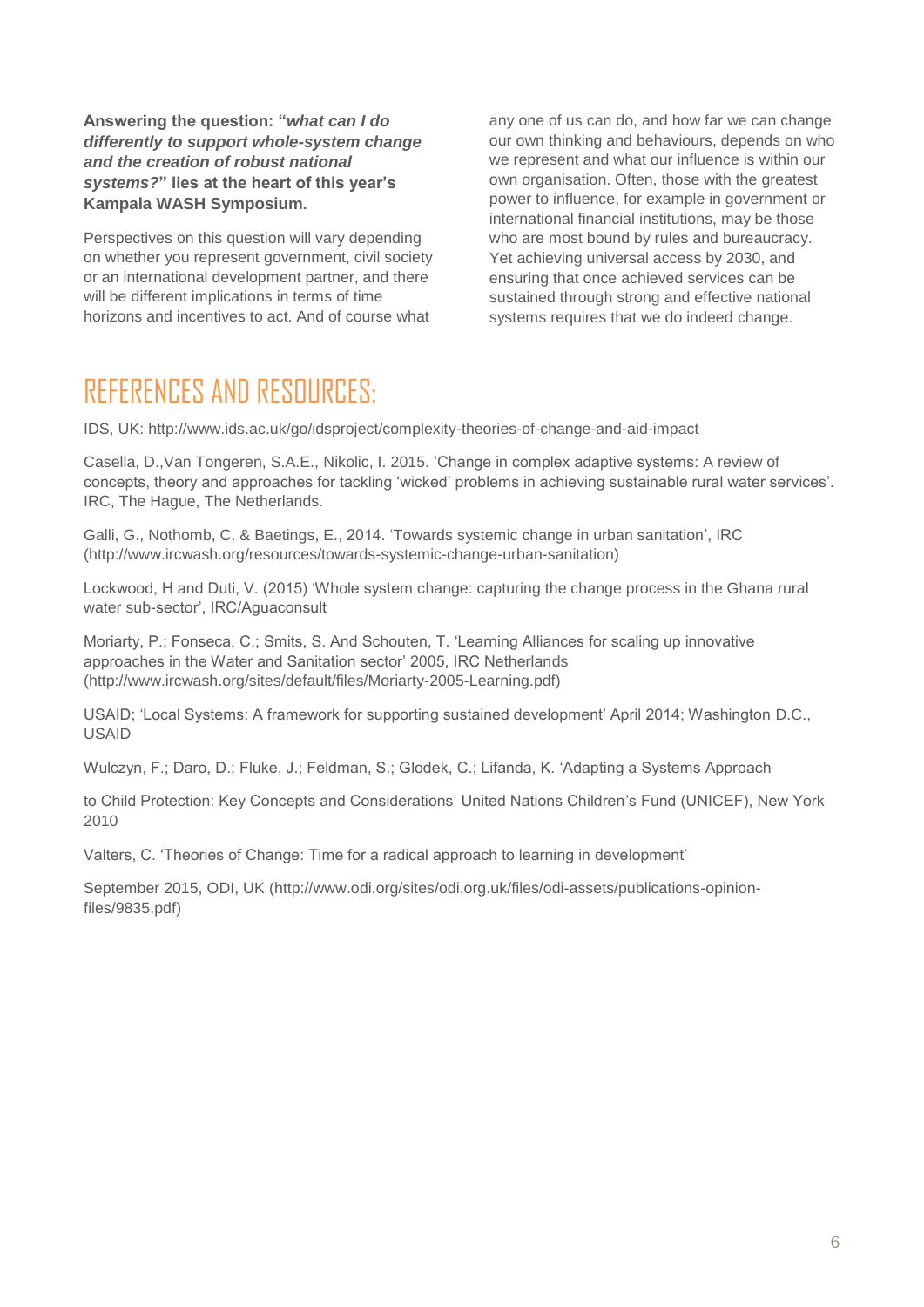**Answering the question: "*what can I do differently to support whole-system change and the creation of robust national systems?*" lies at the heart of this year's Kampala WASH Symposium.**

Perspectives on this question will vary depending on whether you represent government, civil society or an international development partner, and there will be different implications in terms of time horizons and incentives to act. And of course what any one of us can do, and how far we can change our own thinking and behaviours, depends on who we represent and what our influence is within our own organisation. Often, those with the greatest power to influence, for example in government or international financial institutions, may be those who are most bound by rules and bureaucracy. Yet achieving universal access by 2030, and ensuring that once achieved services can be sustained through strong and effective national systems requires that we do indeed change.

## REFERENCES AND RESOURCES:

IDS, UK: http://www.ids.ac.uk/go/idsproject/complexity-theories-of-change-and-aid-impact

Casella, D.,Van Tongeren, S.A.E., Nikolic, I. 2015. 'Change in complex adaptive systems: A review of concepts, theory and approaches for tackling 'wicked' problems in achieving sustainable rural water services'. IRC, The Hague, The Netherlands.

Galli, G., Nothomb, C. & Baetings, E., 2014. 'Towards systemic change in urban sanitation', IRC (http://www.ircwash.org/resources/towards-systemic-change-urban-sanitation)

Lockwood, H and Duti, V. (2015) 'Whole system change: capturing the change process in the Ghana rural water sub-sector', IRC/Aguaconsult

Moriarty, P.; Fonseca, C.; Smits, S. And Schouten, T. 'Learning Alliances for scaling up innovative approaches in the Water and Sanitation sector' 2005, IRC Netherlands (http://www.ircwash.org/sites/default/files/Moriarty-2005-Learning.pdf)

USAID; 'Local Systems: A framework for supporting sustained development' April 2014; Washington D.C., USAID

Wulczyn, F.; Daro, D.; Fluke, J.; Feldman, S.; Glodek, C.; Lifanda, K. 'Adapting a Systems Approach

to Child Protection: Key Concepts and Considerations' United Nations Children's Fund (UNICEF), New York 2010

Valters, C. 'Theories of Change: Time for a radical approach to learning in development'

September 2015, ODI, UK (http://www.odi.org/sites/odi.org.uk/files/odi-assets/publications-opinion-files/9835.pdf)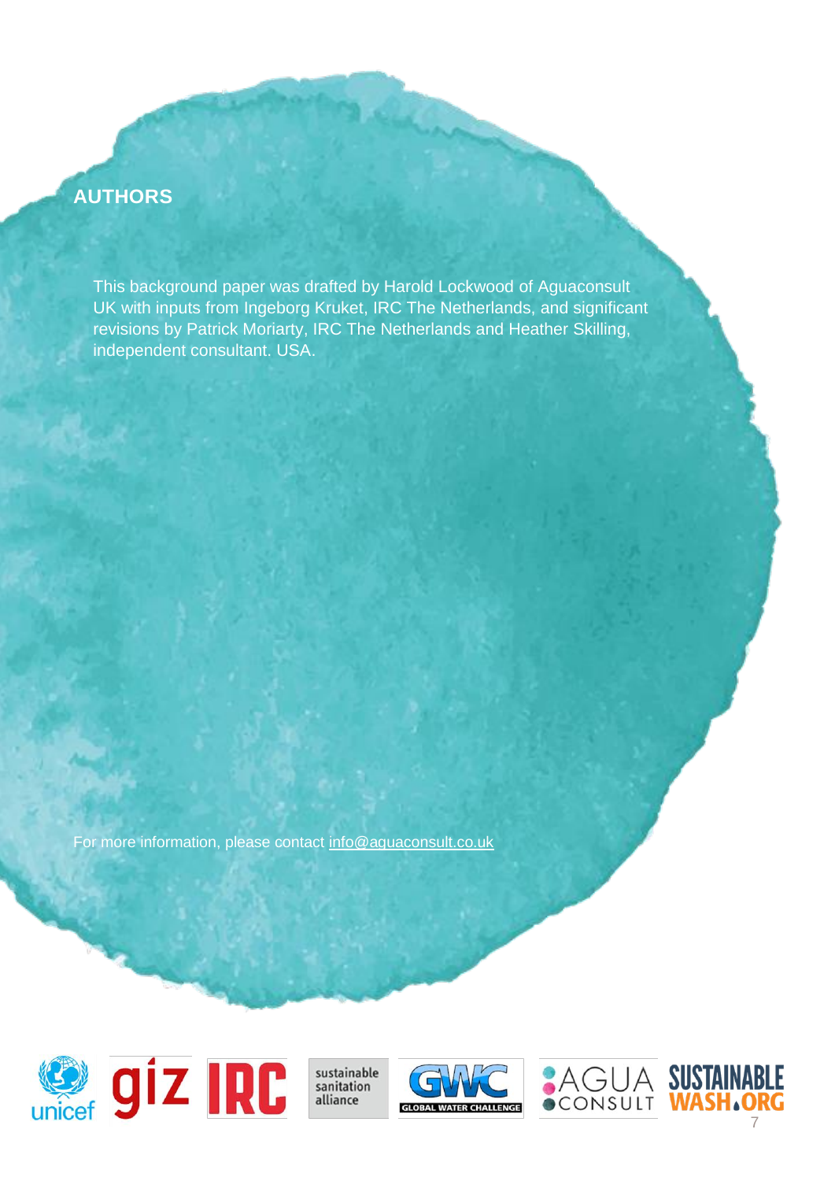## AUTHORS

This background paper was drafted by Harold Lockwood of Aguaconsult UK with inputs from Ingeborg Kruket, IRC The Netherlands, and significant revisions by Patrick Moriarty, IRC The Netherlands and Heather Skilling, independent consultant. USA.

For more information, please contact info@aguaconsult.co.uk